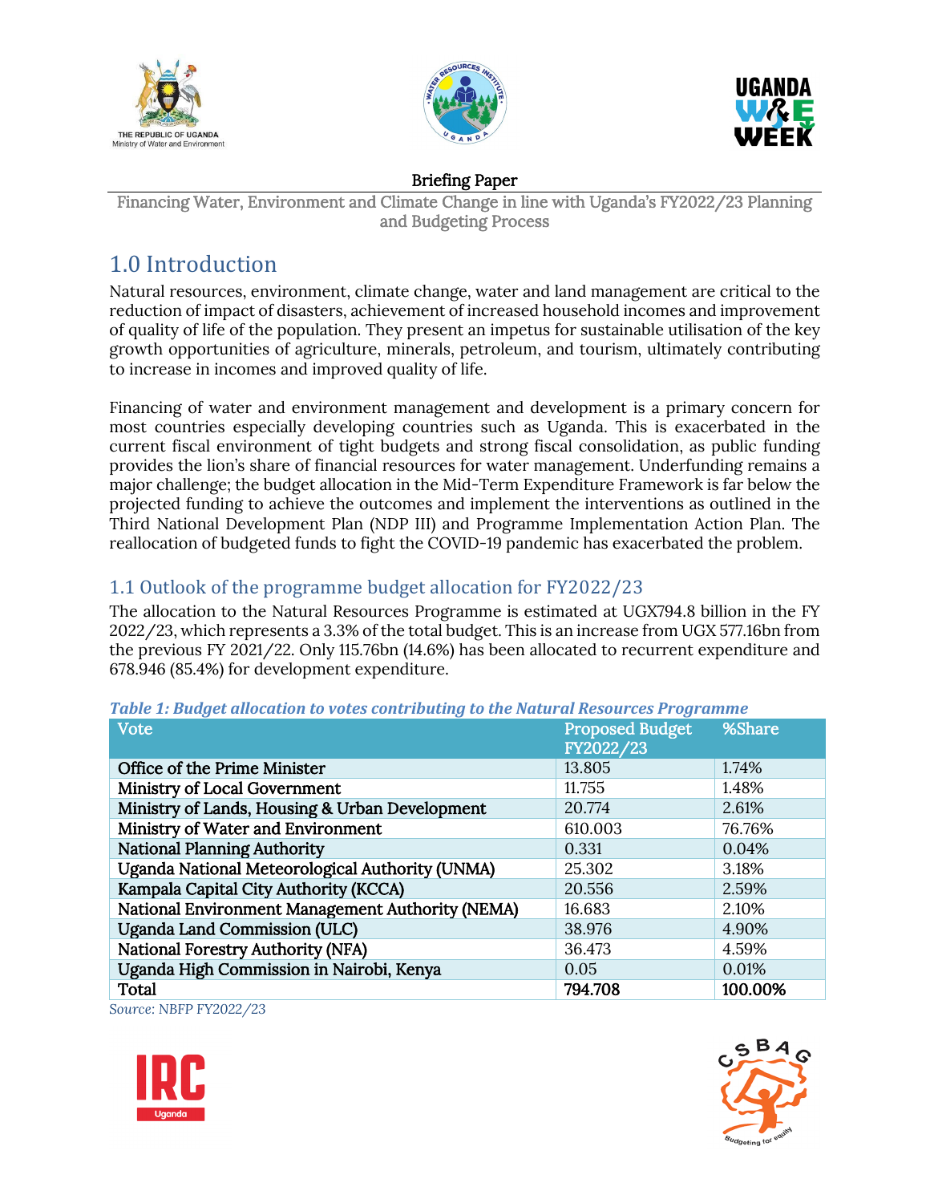Briefing Paper

Financing Water, Environment and Climate Change in line with Uganda's FY2022/23 Planning and Budgeting Process

# 1.0 Introduction

Natural resources, environment, climate change, water and land management are critical to the reduction of impact of disasters, achievement of increased household incomes and improvement of quality of life of the population. They present an impetus for sustainable utilisation of the key growth opportunities of agriculture, minerals, petroleum, and tourism, ultimately contributing to increase in incomes and improved quality of life.

Financing of water and environment management and development is a primary concern for most countries especially developing countries such as Uganda. This is exacerbated in the current fiscal environment of tight budgets and strong fiscal consolidation, as public funding provides the lion's share of financial resources for water management. Underfunding remains a major challenge; the budget allocation in the Mid-Term Expenditure Framework is far below the projected funding to achieve the outcomes and implement the interventions as outlined in the Third National Development Plan (NDP III) and Programme Implementation Action Plan. The reallocation of budgeted funds to fight the COVID-19 pandemic has exacerbated the problem.

## 1.1 Outlook of the programme budget allocation for FY2022/23

The allocation to the Natural Resources Programme is estimated at UGX794.8 billion in the FY 2022/23, which represents a 3.3% of the total budget. This is an increase from UGX 577.16bn from the previous FY 2021/22. Only 115.76bn (14.6%) has been allocated to recurrent expenditure and 678.946 (85.4%) for development expenditure.

*Table 1: Budget allocation to votes contributing to the Natural Resources Programme*

| Vote | Proposed Budget FY2022/23 | %Share |
|---|---|---|
| Office of the Prime Minister | 13.805 | 1.74% |
| Ministry of Local Government | 11.755 | 1.48% |
| Ministry of Lands, Housing & Urban Development | 20.774 | 2.61% |
| Ministry of Water and Environment | 610.003 | 76.76% |
| National Planning Authority | 0.331 | 0.04% |
| Uganda National Meteorological Authority (UNMA) | 25.302 | 3.18% |
| Kampala Capital City Authority (KCCA) | 20.556 | 2.59% |
| National Environment Management Authority (NEMA) | 16.683 | 2.10% |
| Uganda Land Commission (ULC) | 38.976 | 4.90% |
| National Forestry Authority (NFA) | 36.473 | 4.59% |
| Uganda High Commission in Nairobi, Kenya | 0.05 | 0.01% |
| **Total** | **794.708** | **100.00%** |

Source: NBFP FY2022/23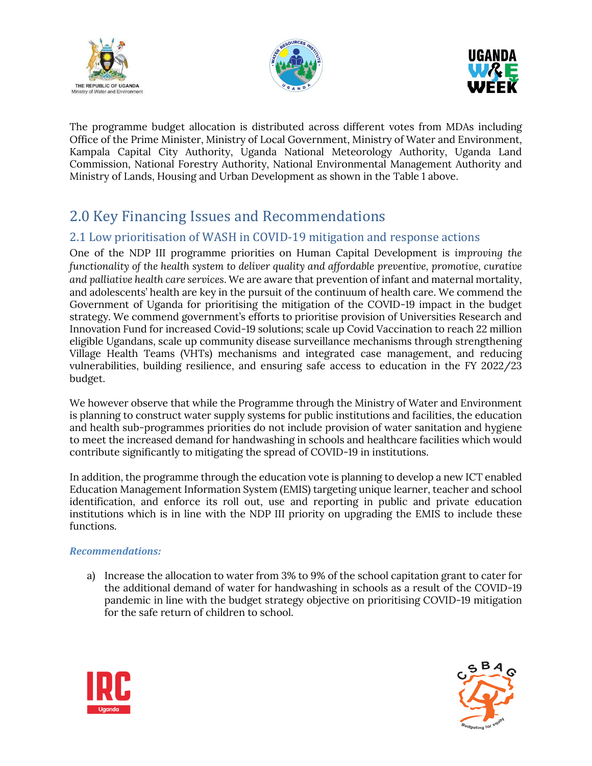The programme budget allocation is distributed across different votes from MDAs including Office of the Prime Minister, Ministry of Local Government, Ministry of Water and Environment, Kampala Capital City Authority, Uganda National Meteorology Authority, Uganda Land Commission, National Forestry Authority, National Environmental Management Authority and Ministry of Lands, Housing and Urban Development as shown in the Table 1 above.

# 2.0 Key Financing Issues and Recommendations

## 2.1 Low prioritisation of WASH in COVID-19 mitigation and response actions

One of the NDP III programme priorities on Human Capital Development is *improving the functionality of the health system to deliver quality and affordable preventive, promotive, curative and palliative health care services*. We are aware that prevention of infant and maternal mortality, and adolescents' health are key in the pursuit of the continuum of health care. We commend the Government of Uganda for prioritising the mitigation of the COVID-19 impact in the budget strategy. We commend government's efforts to prioritise provision of Universities Research and Innovation Fund for increased Covid-19 solutions; scale up Covid Vaccination to reach 22 million eligible Ugandans, scale up community disease surveillance mechanisms through strengthening Village Health Teams (VHTs) mechanisms and integrated case management, and reducing vulnerabilities, building resilience, and ensuring safe access to education in the FY 2022/23 budget.

We however observe that while the Programme through the Ministry of Water and Environment is planning to construct water supply systems for public institutions and facilities, the education and health sub-programmes priorities do not include provision of water sanitation and hygiene to meet the increased demand for handwashing in schools and healthcare facilities which would contribute significantly to mitigating the spread of COVID-19 in institutions.

In addition, the programme through the education vote is planning to develop a new ICT enabled Education Management Information System (EMIS) targeting unique learner, teacher and school identification, and enforce its roll out, use and reporting in public and private education institutions which is in line with the NDP III priority on upgrading the EMIS to include these functions.

***Recommendations:***

a) Increase the allocation to water from 3% to 9% of the school capitation grant to cater for the additional demand of water for handwashing in schools as a result of the COVID-19 pandemic in line with the budget strategy objective on prioritising COVID-19 mitigation for the safe return of children to school.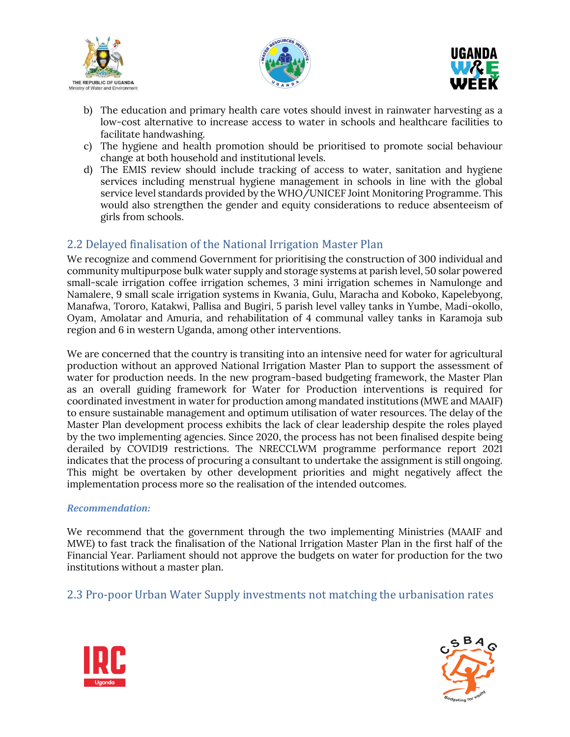b) The education and primary health care votes should invest in rainwater harvesting as a low-cost alternative to increase access to water in schools and healthcare facilities to facilitate handwashing.
c) The hygiene and health promotion should be prioritised to promote social behaviour change at both household and institutional levels.
d) The EMIS review should include tracking of access to water, sanitation and hygiene services including menstrual hygiene management in schools in line with the global service level standards provided by the WHO/UNICEF Joint Monitoring Programme. This would also strengthen the gender and equity considerations to reduce absenteeism of girls from schools.

## 2.2 Delayed finalisation of the National Irrigation Master Plan

We recognize and commend Government for prioritising the construction of 300 individual and community multipurpose bulk water supply and storage systems at parish level, 50 solar powered small-scale irrigation coffee irrigation schemes, 3 mini irrigation schemes in Namulonge and Namalere, 9 small scale irrigation systems in Kwania, Gulu, Maracha and Koboko, Kapelebyong, Manafwa, Tororo, Katakwi, Pallisa and Bugiri, 5 parish level valley tanks in Yumbe, Madi-okollo, Oyam, Amolatar and Amuria, and rehabilitation of 4 communal valley tanks in Karamoja sub region and 6 in western Uganda, among other interventions.

We are concerned that the country is transiting into an intensive need for water for agricultural production without an approved National Irrigation Master Plan to support the assessment of water for production needs. In the new program-based budgeting framework, the Master Plan as an overall guiding framework for Water for Production interventions is required for coordinated investment in water for production among mandated institutions (MWE and MAAIF) to ensure sustainable management and optimum utilisation of water resources. The delay of the Master Plan development process exhibits the lack of clear leadership despite the roles played by the two implementing agencies. Since 2020, the process has not been finalised despite being derailed by COVID19 restrictions. The NRECCLWM programme performance report 2021 indicates that the process of procuring a consultant to undertake the assignment is still ongoing. This might be overtaken by other development priorities and might negatively affect the implementation process more so the realisation of the intended outcomes.

***Recommendation:***

We recommend that the government through the two implementing Ministries (MAAIF and MWE) to fast track the finalisation of the National Irrigation Master Plan in the first half of the Financial Year. Parliament should not approve the budgets on water for production for the two institutions without a master plan.

## 2.3 Pro-poor Urban Water Supply investments not matching the urbanisation rates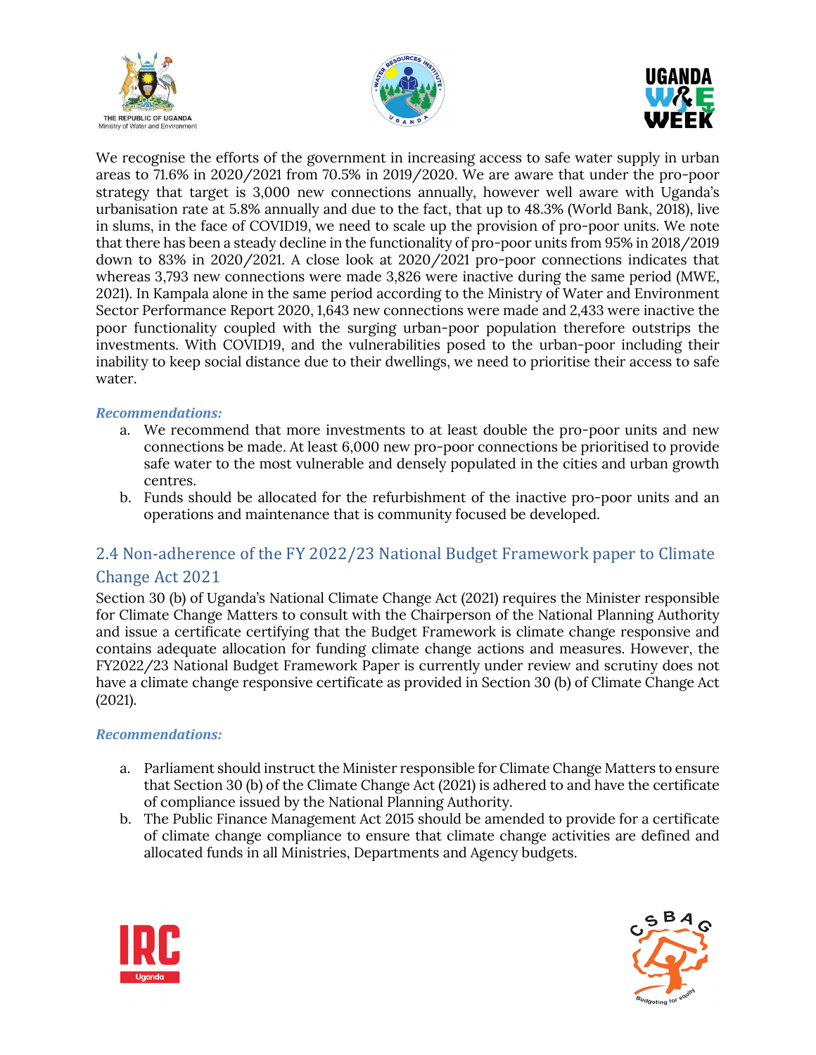We recognise the efforts of the government in increasing access to safe water supply in urban areas to 71.6% in 2020/2021 from 70.5% in 2019/2020. We are aware that under the pro-poor strategy that target is 3,000 new connections annually, however well aware with Uganda's urbanisation rate at 5.8% annually and due to the fact, that up to 48.3% (World Bank, 2018), live in slums, in the face of COVID19, we need to scale up the provision of pro-poor units. We note that there has been a steady decline in the functionality of pro-poor units from 95% in 2018/2019 down to 83% in 2020/2021. A close look at 2020/2021 pro-poor connections indicates that whereas 3,793 new connections were made 3,826 were inactive during the same period (MWE, 2021). In Kampala alone in the same period according to the Ministry of Water and Environment Sector Performance Report 2020, 1,643 new connections were made and 2,433 were inactive the poor functionality coupled with the surging urban-poor population therefore outstrips the investments. With COVID19, and the vulnerabilities posed to the urban-poor including their inability to keep social distance due to their dwellings, we need to prioritise their access to safe water.

***Recommendations:***

a. We recommend that more investments to at least double the pro-poor units and new connections be made. At least 6,000 new pro-poor connections be prioritised to provide safe water to the most vulnerable and densely populated in the cities and urban growth centres.
b. Funds should be allocated for the refurbishment of the inactive pro-poor units and an operations and maintenance that is community focused be developed.

## 2.4 Non-adherence of the FY 2022/23 National Budget Framework paper to Climate Change Act 2021

Section 30 (b) of Uganda's National Climate Change Act (2021) requires the Minister responsible for Climate Change Matters to consult with the Chairperson of the National Planning Authority and issue a certificate certifying that the Budget Framework is climate change responsive and contains adequate allocation for funding climate change actions and measures. However, the FY2022/23 National Budget Framework Paper is currently under review and scrutiny does not have a climate change responsive certificate as provided in Section 30 (b) of Climate Change Act (2021).

***Recommendations:***

a. Parliament should instruct the Minister responsible for Climate Change Matters to ensure that Section 30 (b) of the Climate Change Act (2021) is adhered to and have the certificate of compliance issued by the National Planning Authority.
b. The Public Finance Management Act 2015 should be amended to provide for a certificate of climate change compliance to ensure that climate change activities are defined and allocated funds in all Ministries, Departments and Agency budgets.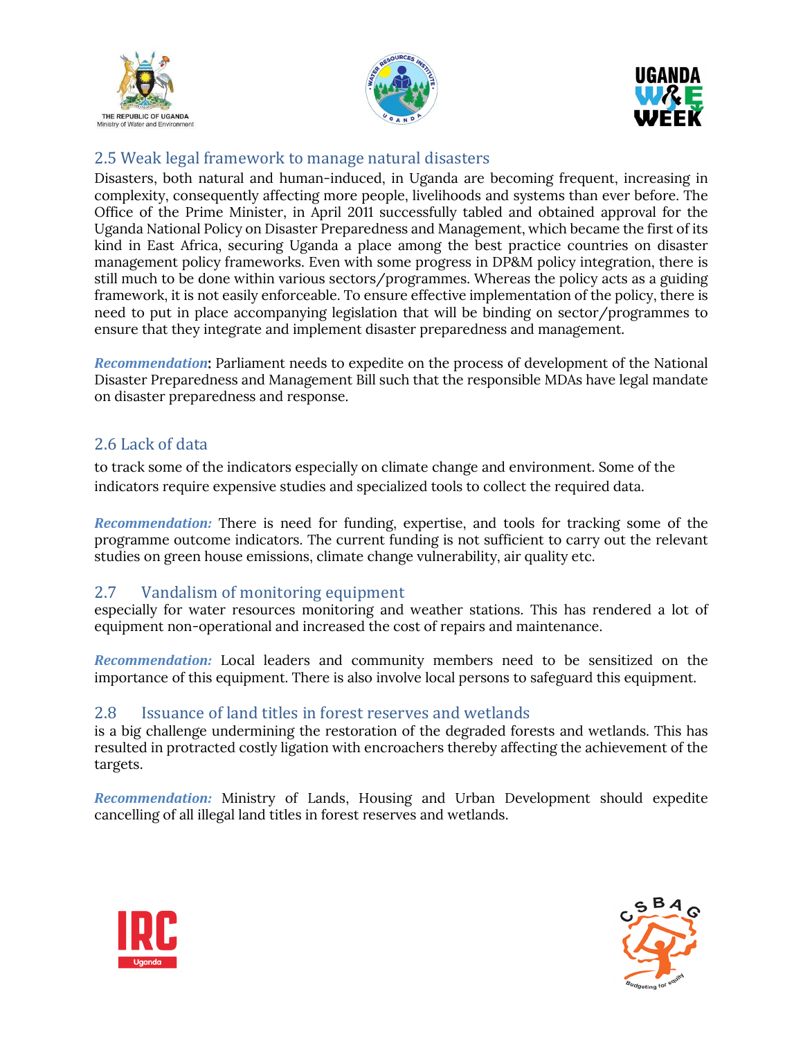## 2.5 Weak legal framework to manage natural disasters

Disasters, both natural and human-induced, in Uganda are becoming frequent, increasing in complexity, consequently affecting more people, livelihoods and systems than ever before. The Office of the Prime Minister, in April 2011 successfully tabled and obtained approval for the Uganda National Policy on Disaster Preparedness and Management, which became the first of its kind in East Africa, securing Uganda a place among the best practice countries on disaster management policy frameworks. Even with some progress in DP&M policy integration, there is still much to be done within various sectors/programmes. Whereas the policy acts as a guiding framework, it is not easily enforceable. To ensure effective implementation of the policy, there is need to put in place accompanying legislation that will be binding on sector/programmes to ensure that they integrate and implement disaster preparedness and management.

***Recommendation*****:** Parliament needs to expedite on the process of development of the National Disaster Preparedness and Management Bill such that the responsible MDAs have legal mandate on disaster preparedness and response.

## 2.6 Lack of data

to track some of the indicators especially on climate change and environment. Some of the indicators require expensive studies and specialized tools to collect the required data.

***Recommendation:*** There is need for funding, expertise, and tools for tracking some of the programme outcome indicators. The current funding is not sufficient to carry out the relevant studies on green house emissions, climate change vulnerability, air quality etc.

## 2.7 Vandalism of monitoring equipment

especially for water resources monitoring and weather stations. This has rendered a lot of equipment non-operational and increased the cost of repairs and maintenance.

***Recommendation:*** Local leaders and community members need to be sensitized on the importance of this equipment. There is also involve local persons to safeguard this equipment.

## 2.8 Issuance of land titles in forest reserves and wetlands

is a big challenge undermining the restoration of the degraded forests and wetlands. This has resulted in protracted costly ligation with encroachers thereby affecting the achievement of the targets.

***Recommendation:*** Ministry of Lands, Housing and Urban Development should expedite cancelling of all illegal land titles in forest reserves and wetlands.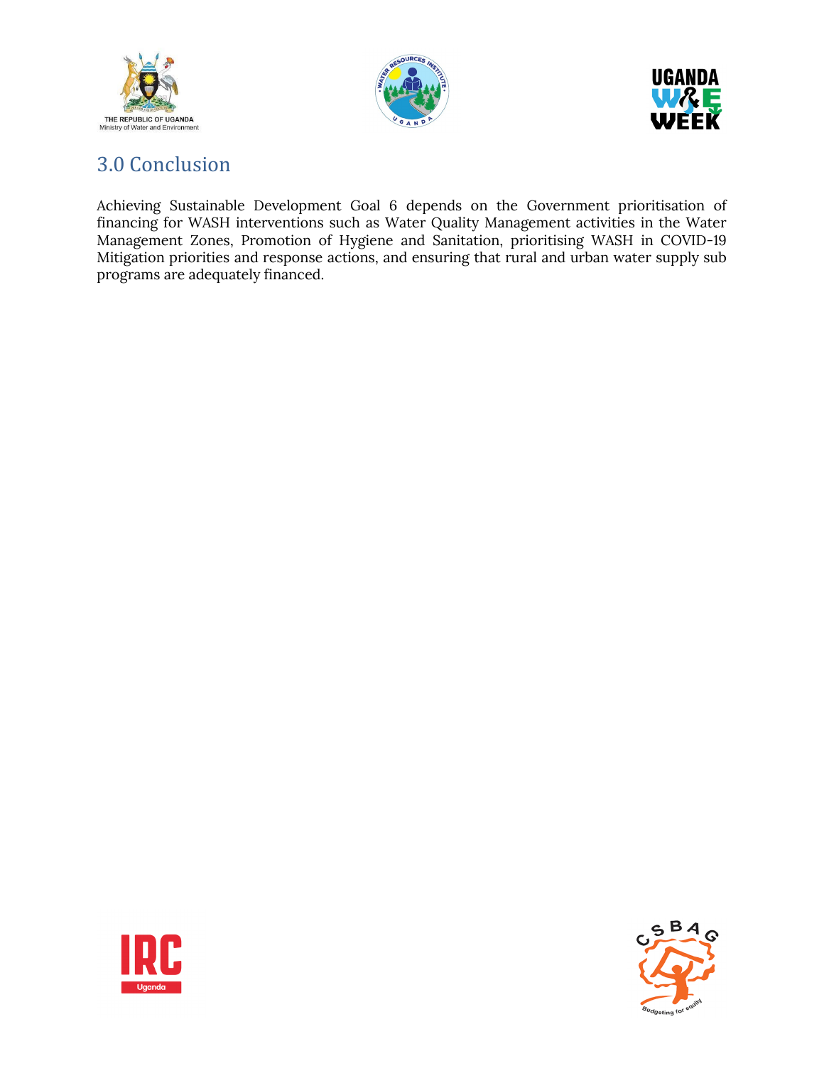## 3.0 Conclusion

Achieving Sustainable Development Goal 6 depends on the Government prioritisation of financing for WASH interventions such as Water Quality Management activities in the Water Management Zones, Promotion of Hygiene and Sanitation, prioritising WASH in COVID-19 Mitigation priorities and response actions, and ensuring that rural and urban water supply sub programs are adequately financed.